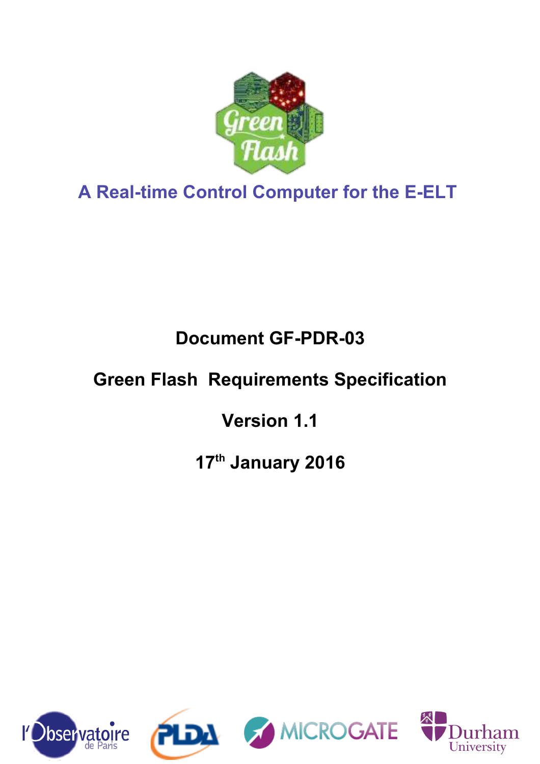A Real-time Control Computer for the E-ELT

**Document GF-PDR-03**

**Green Flash Requirements Specification**

**Version 1.1**

**17th January 2016**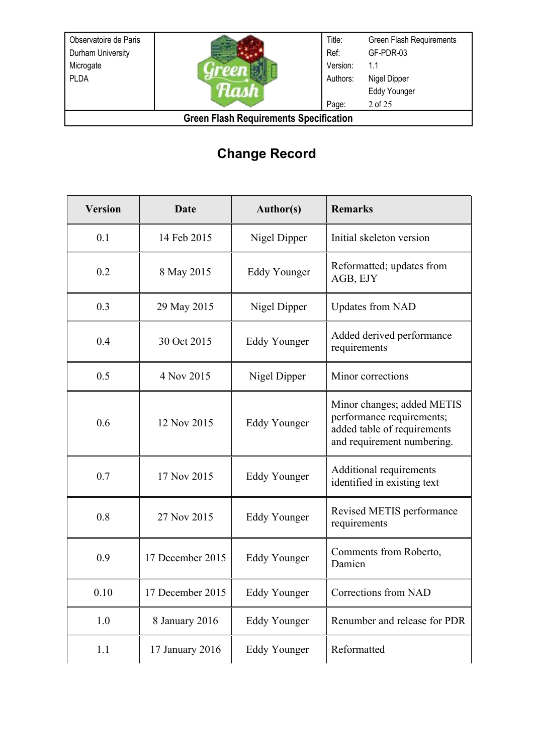# Change Record

| Version | Date | Author(s) | Remarks |
|---|---|---|---|
| 0.1 | 14 Feb 2015 | Nigel Dipper | Initial skeleton version |
| 0.2 | 8 May 2015 | Eddy Younger | Reformatted; updates from AGB, EJY |
| 0.3 | 29 May 2015 | Nigel Dipper | Updates from NAD |
| 0.4 | 30 Oct 2015 | Eddy Younger | Added derived performance requirements |
| 0.5 | 4 Nov 2015 | Nigel Dipper | Minor corrections |
| 0.6 | 12 Nov 2015 | Eddy Younger | Minor changes; added METIS performance requirements; added table of requirements and requirement numbering. |
| 0.7 | 17 Nov 2015 | Eddy Younger | Additional requirements identified in existing text |
| 0.8 | 27 Nov 2015 | Eddy Younger | Revised METIS performance requirements |
| 0.9 | 17 December 2015 | Eddy Younger | Comments from Roberto, Damien |
| 0.10 | 17 December 2015 | Eddy Younger | Corrections from NAD |
| 1.0 | 8 January 2016 | Eddy Younger | Renumber and release for PDR |
| 1.1 | 17 January 2016 | Eddy Younger | Reformatted |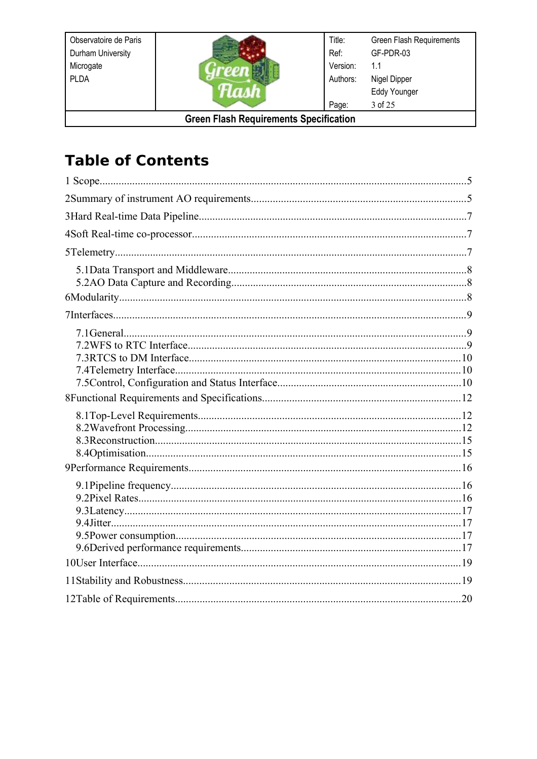# Table of Contents

1 Scope.....5

2Summary of instrument AO requirements.....5

3Hard Real-time Data Pipeline.....7

4Soft Real-time co-processor.....7

5Telemetry.....7

- 5.1Data Transport and Middleware.....8
- 5.2AO Data Capture and Recording.....8

6Modularity.....8

7Interfaces.....9

- 7.1General.....9
- 7.2WFS to RTC Interface.....9
- 7.3RTCS to DM Interface.....10
- 7.4Telemetry Interface.....10
- 7.5Control, Configuration and Status Interface.....10

8Functional Requirements and Specifications.....12

- 8.1Top-Level Requirements.....12
- 8.2Wavefront Processing.....12
- 8.3Reconstruction.....15
- 8.4Optimisation.....15

9Performance Requirements.....16

- 9.1Pipeline frequency.....16
- 9.2Pixel Rates.....16
- 9.3Latency.....17
- 9.4Jitter.....17
- 9.5Power consumption.....17
- 9.6Derived performance requirements.....17

10User Interface.....19

11Stability and Robustness.....19

12Table of Requirements.....20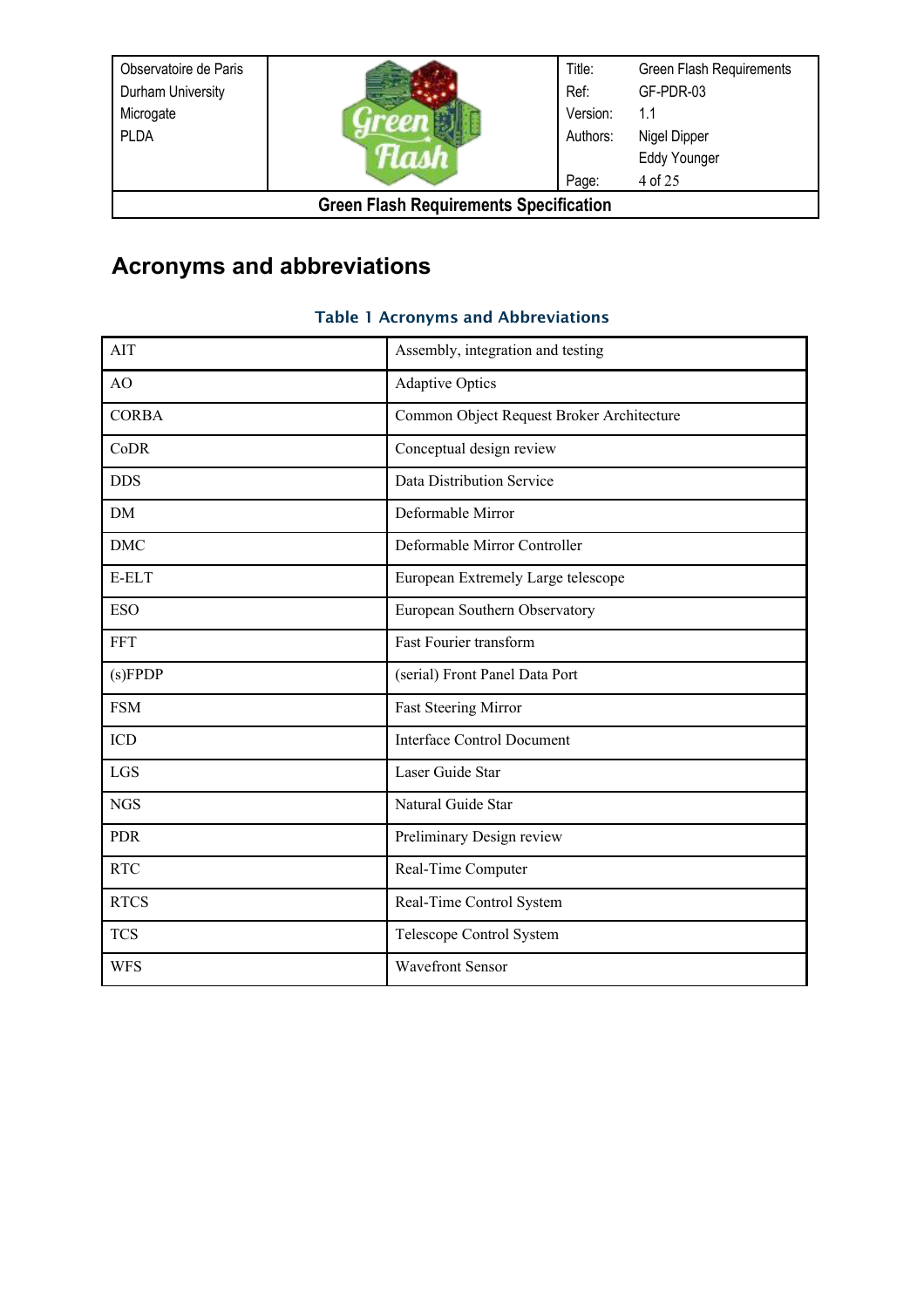# Acronyms and abbreviations

Table 1 Acronyms and Abbreviations

| | |
|---|---|
| AIT | Assembly, integration and testing |
| AO | Adaptive Optics |
| CORBA | Common Object Request Broker Architecture |
| CoDR | Conceptual design review |
| DDS | Data Distribution Service |
| DM | Deformable Mirror |
| DMC | Deformable Mirror Controller |
| E-ELT | European Extremely Large telescope |
| ESO | European Southern Observatory |
| FFT | Fast Fourier transform |
| (s)FPDP | (serial) Front Panel Data Port |
| FSM | Fast Steering Mirror |
| ICD | Interface Control Document |
| LGS | Laser Guide Star |
| NGS | Natural Guide Star |
| PDR | Preliminary Design review |
| RTC | Real-Time Computer |
| RTCS | Real-Time Control System |
| TCS | Telescope Control System |
| WFS | Wavefront Sensor |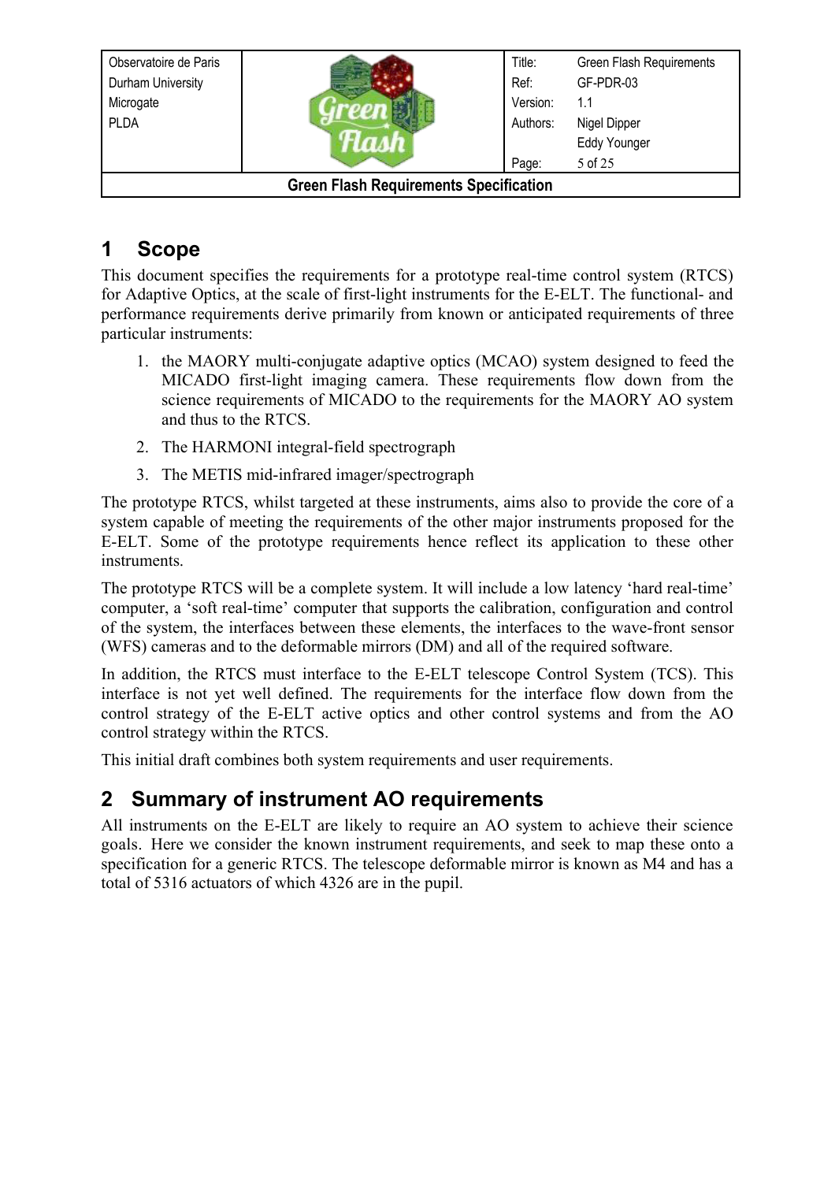# 1 Scope

This document specifies the requirements for a prototype real-time control system (RTCS) for Adaptive Optics, at the scale of first-light instruments for the E-ELT. The functional- and performance requirements derive primarily from known or anticipated requirements of three particular instruments:

1. the MAORY multi-conjugate adaptive optics (MCAO) system designed to feed the MICADO first-light imaging camera. These requirements flow down from the science requirements of MICADO to the requirements for the MAORY AO system and thus to the RTCS.
2. The HARMONI integral-field spectrograph
3. The METIS mid-infrared imager/spectrograph

The prototype RTCS, whilst targeted at these instruments, aims also to provide the core of a system capable of meeting the requirements of the other major instruments proposed for the E-ELT. Some of the prototype requirements hence reflect its application to these other instruments.

The prototype RTCS will be a complete system. It will include a low latency 'hard real-time' computer, a 'soft real-time' computer that supports the calibration, configuration and control of the system, the interfaces between these elements, the interfaces to the wave-front sensor (WFS) cameras and to the deformable mirrors (DM) and all of the required software.

In addition, the RTCS must interface to the E-ELT telescope Control System (TCS). This interface is not yet well defined. The requirements for the interface flow down from the control strategy of the E-ELT active optics and other control systems and from the AO control strategy within the RTCS.

This initial draft combines both system requirements and user requirements.

# 2 Summary of instrument AO requirements

All instruments on the E-ELT are likely to require an AO system to achieve their science goals. Here we consider the known instrument requirements, and seek to map these onto a specification for a generic RTCS. The telescope deformable mirror is known as M4 and has a total of 5316 actuators of which 4326 are in the pupil.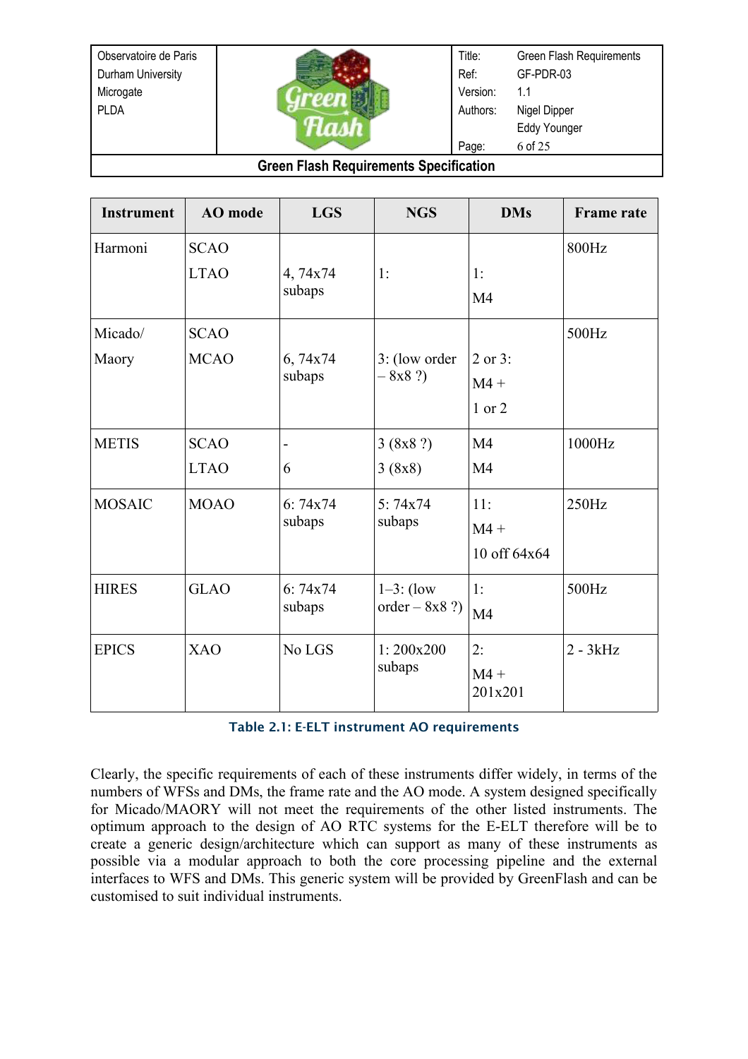| Instrument | AO mode | LGS | NGS | DMs | Frame rate |
|---|---|---|---|---|---|
| Harmoni | SCAO<br>LTAO | <br>4, 74x74 subaps | <br>1: | <br>1:<br>M4 | 800Hz |
| Micado/<br>Maory | SCAO<br>MCAO | <br>6, 74x74 subaps | <br>3: (low order – 8x8 ?) | <br>2 or 3:<br>M4 +<br>1 or 2 | 500Hz |
| METIS | SCAO<br>LTAO | -<br>6 | 3 (8x8 ?)<br>3 (8x8) | M4<br>M4 | 1000Hz |
| MOSAIC | MOAO | 6: 74x74 subaps | 5: 74x74 subaps | 11:<br>M4 +<br>10 off 64x64 | 250Hz |
| HIRES | GLAO | 6: 74x74 subaps | 1–3: (low order – 8x8 ?) | 1:<br>M4 | 500Hz |
| EPICS | XAO | No LGS | 1: 200x200 subaps | 2:<br>M4 +<br>201x201 | 2 - 3kHz |

Table 2.1: E-ELT instrument AO requirements

Clearly, the specific requirements of each of these instruments differ widely, in terms of the numbers of WFSs and DMs, the frame rate and the AO mode. A system designed specifically for Micado/MAORY will not meet the requirements of the other listed instruments. The optimum approach to the design of AO RTC systems for the E-ELT therefore will be to create a generic design/architecture which can support as many of these instruments as possible via a modular approach to both the core processing pipeline and the external interfaces to WFS and DMs. This generic system will be provided by GreenFlash and can be customised to suit individual instruments.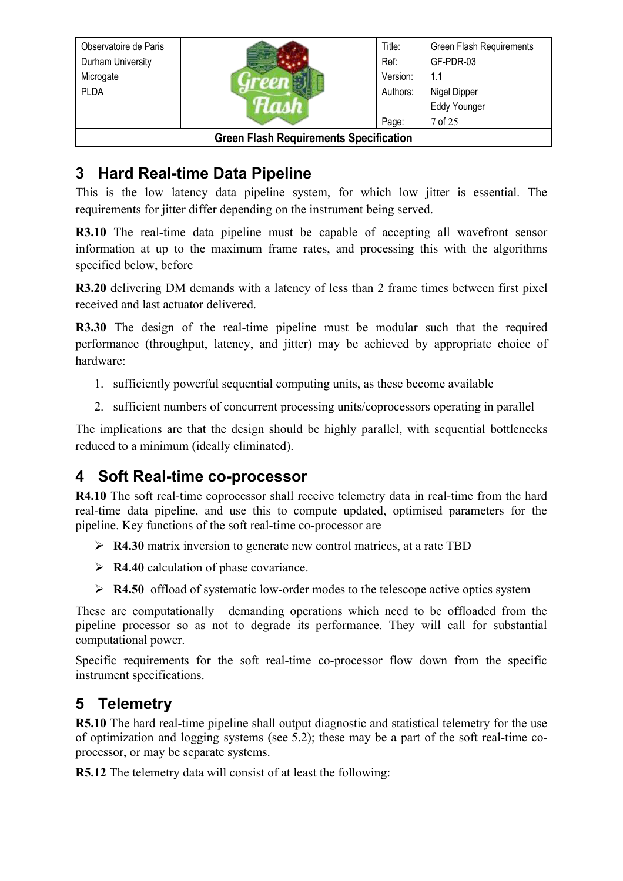## 3 Hard Real-time Data Pipeline

This is the low latency data pipeline system, for which low jitter is essential. The requirements for jitter differ depending on the instrument being served.

**R3.10** The real-time data pipeline must be capable of accepting all wavefront sensor information at up to the maximum frame rates, and processing this with the algorithms specified below, before

**R3.20** delivering DM demands with a latency of less than 2 frame times between first pixel received and last actuator delivered.

**R3.30** The design of the real-time pipeline must be modular such that the required performance (throughput, latency, and jitter) may be achieved by appropriate choice of hardware:

1. sufficiently powerful sequential computing units, as these become available
2. sufficient numbers of concurrent processing units/coprocessors operating in parallel

The implications are that the design should be highly parallel, with sequential bottlenecks reduced to a minimum (ideally eliminated).

## 4 Soft Real-time co-processor

**R4.10** The soft real-time coprocessor shall receive telemetry data in real-time from the hard real-time data pipeline, and use this to compute updated, optimised parameters for the pipeline. Key functions of the soft real-time co-processor are

- **R4.30** matrix inversion to generate new control matrices, at a rate TBD
- **R4.40** calculation of phase covariance.
- **R4.50** offload of systematic low-order modes to the telescope active optics system

These are computationally demanding operations which need to be offloaded from the pipeline processor so as not to degrade its performance. They will call for substantial computational power.

Specific requirements for the soft real-time co-processor flow down from the specific instrument specifications.

## 5 Telemetry

**R5.10** The hard real-time pipeline shall output diagnostic and statistical telemetry for the use of optimization and logging systems (see 5.2); these may be a part of the soft real-time co-processor, or may be separate systems.

**R5.12** The telemetry data will consist of at least the following: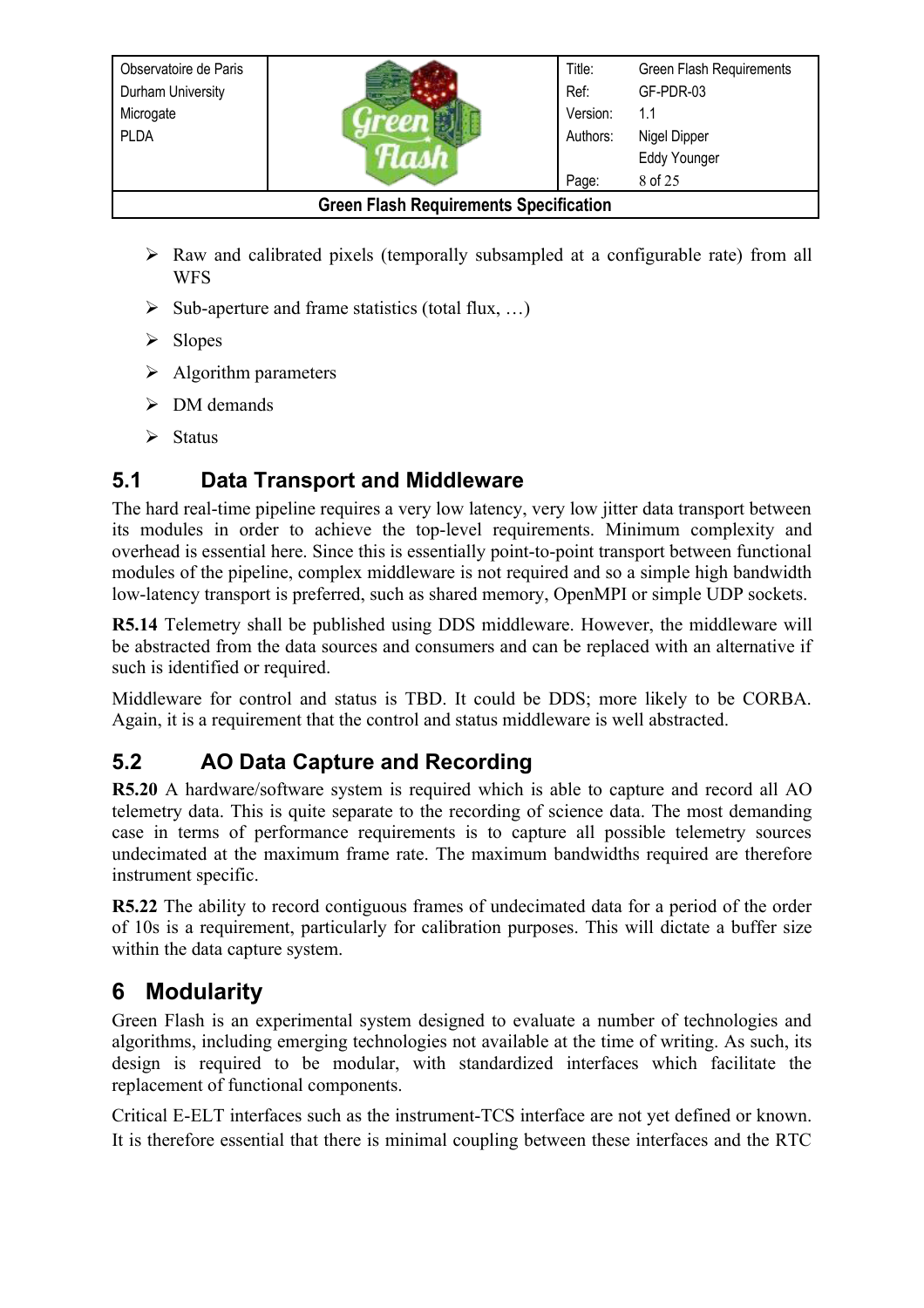- Raw and calibrated pixels (temporally subsampled at a configurable rate) from all WFS
- Sub-aperture and frame statistics (total flux, …)
- Slopes
- Algorithm parameters
- DM demands
- Status

## 5.1 Data Transport and Middleware

The hard real-time pipeline requires a very low latency, very low jitter data transport between its modules in order to achieve the top-level requirements. Minimum complexity and overhead is essential here. Since this is essentially point-to-point transport between functional modules of the pipeline, complex middleware is not required and so a simple high bandwidth low-latency transport is preferred, such as shared memory, OpenMPI or simple UDP sockets.

**R5.14** Telemetry shall be published using DDS middleware. However, the middleware will be abstracted from the data sources and consumers and can be replaced with an alternative if such is identified or required.

Middleware for control and status is TBD. It could be DDS; more likely to be CORBA. Again, it is a requirement that the control and status middleware is well abstracted.

## 5.2 AO Data Capture and Recording

**R5.20** A hardware/software system is required which is able to capture and record all AO telemetry data. This is quite separate to the recording of science data. The most demanding case in terms of performance requirements is to capture all possible telemetry sources undecimated at the maximum frame rate. The maximum bandwidths required are therefore instrument specific.

**R5.22** The ability to record contiguous frames of undecimated data for a period of the order of 10s is a requirement, particularly for calibration purposes. This will dictate a buffer size within the data capture system.

# 6 Modularity

Green Flash is an experimental system designed to evaluate a number of technologies and algorithms, including emerging technologies not available at the time of writing. As such, its design is required to be modular, with standardized interfaces which facilitate the replacement of functional components.

Critical E-ELT interfaces such as the instrument-TCS interface are not yet defined or known. It is therefore essential that there is minimal coupling between these interfaces and the RTC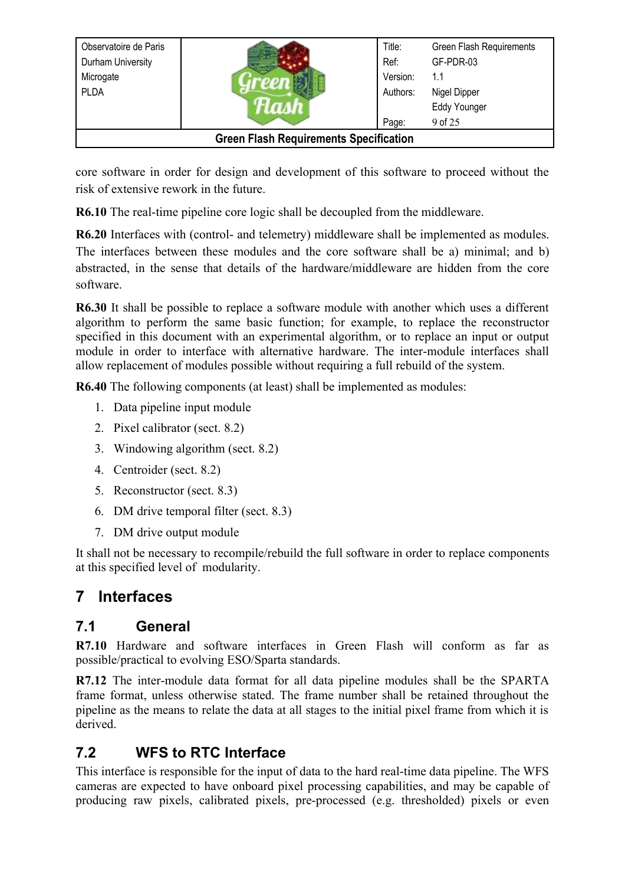core software in order for design and development of this software to proceed without the risk of extensive rework in the future.

**R6.10** The real-time pipeline core logic shall be decoupled from the middleware.

**R6.20** Interfaces with (control- and telemetry) middleware shall be implemented as modules. The interfaces between these modules and the core software shall be a) minimal; and b) abstracted, in the sense that details of the hardware/middleware are hidden from the core software.

**R6.30** It shall be possible to replace a software module with another which uses a different algorithm to perform the same basic function; for example, to replace the reconstructor specified in this document with an experimental algorithm, or to replace an input or output module in order to interface with alternative hardware. The inter-module interfaces shall allow replacement of modules possible without requiring a full rebuild of the system.

**R6.40** The following components (at least) shall be implemented as modules:

1. Data pipeline input module
2. Pixel calibrator (sect. 8.2)
3. Windowing algorithm (sect. 8.2)
4. Centroider (sect. 8.2)
5. Reconstructor (sect. 8.3)
6. DM drive temporal filter (sect. 8.3)
7. DM drive output module

It shall not be necessary to recompile/rebuild the full software in order to replace components at this specified level of modularity.

# 7 Interfaces

## 7.1 General

**R7.10** Hardware and software interfaces in Green Flash will conform as far as possible/practical to evolving ESO/Sparta standards.

**R7.12** The inter-module data format for all data pipeline modules shall be the SPARTA frame format, unless otherwise stated. The frame number shall be retained throughout the pipeline as the means to relate the data at all stages to the initial pixel frame from which it is derived.

## 7.2 WFS to RTC Interface

This interface is responsible for the input of data to the hard real-time data pipeline. The WFS cameras are expected to have onboard pixel processing capabilities, and may be capable of producing raw pixels, calibrated pixels, pre-processed (e.g. thresholded) pixels or even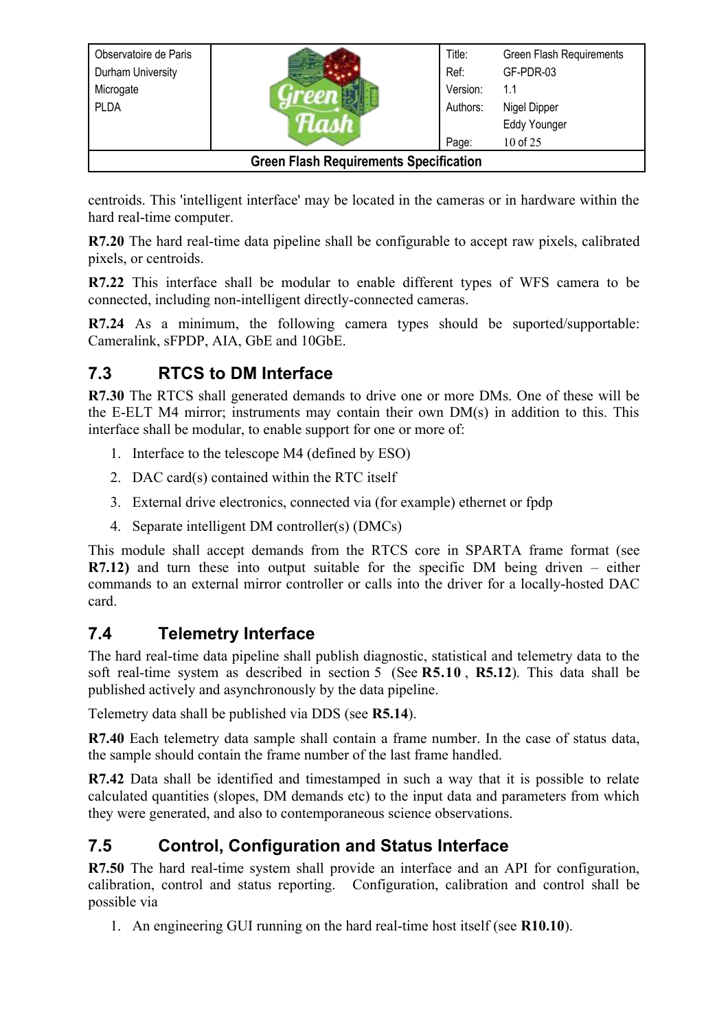centroids. This 'intelligent interface' may be located in the cameras or in hardware within the hard real-time computer.

**R7.20** The hard real-time data pipeline shall be configurable to accept raw pixels, calibrated pixels, or centroids.

**R7.22** This interface shall be modular to enable different types of WFS camera to be connected, including non-intelligent directly-connected cameras.

**R7.24** As a minimum, the following camera types should be suported/supportable: Cameralink, sFPDP, AIA, GbE and 10GbE.

## 7.3 RTCS to DM Interface

**R7.30** The RTCS shall generated demands to drive one or more DMs. One of these will be the E-ELT M4 mirror; instruments may contain their own DM(s) in addition to this. This interface shall be modular, to enable support for one or more of:

1. Interface to the telescope M4 (defined by ESO)
2. DAC card(s) contained within the RTC itself
3. External drive electronics, connected via (for example) ethernet or fpdp
4. Separate intelligent DM controller(s) (DMCs)

This module shall accept demands from the RTCS core in SPARTA frame format (see **R7.12)** and turn these into output suitable for the specific DM being driven – either commands to an external mirror controller or calls into the driver for a locally-hosted DAC card.

## 7.4 Telemetry Interface

The hard real-time data pipeline shall publish diagnostic, statistical and telemetry data to the soft real-time system as described in section 5 (See **R5.10** , **R5.12**). This data shall be published actively and asynchronously by the data pipeline.

Telemetry data shall be published via DDS (see **R5.14**).

**R7.40** Each telemetry data sample shall contain a frame number. In the case of status data, the sample should contain the frame number of the last frame handled.

**R7.42** Data shall be identified and timestamped in such a way that it is possible to relate calculated quantities (slopes, DM demands etc) to the input data and parameters from which they were generated, and also to contemporaneous science observations.

## 7.5 Control, Configuration and Status Interface

**R7.50** The hard real-time system shall provide an interface and an API for configuration, calibration, control and status reporting. Configuration, calibration and control shall be possible via

1. An engineering GUI running on the hard real-time host itself (see **R10.10**).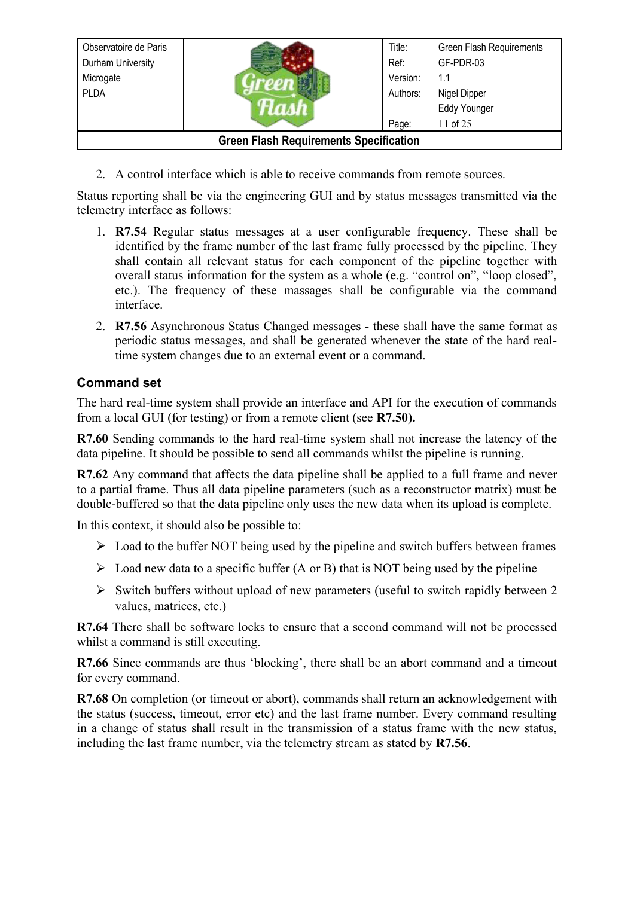2. A control interface which is able to receive commands from remote sources.

Status reporting shall be via the engineering GUI and by status messages transmitted via the telemetry interface as follows:

1. **R7.54** Regular status messages at a user configurable frequency. These shall be identified by the frame number of the last frame fully processed by the pipeline. They shall contain all relevant status for each component of the pipeline together with overall status information for the system as a whole (e.g. "control on", "loop closed", etc.). The frequency of these massages shall be configurable via the command interface.
2. **R7.56** Asynchronous Status Changed messages - these shall have the same format as periodic status messages, and shall be generated whenever the state of the hard real-time system changes due to an external event or a command.

### Command set

The hard real-time system shall provide an interface and API for the execution of commands from a local GUI (for testing) or from a remote client (see **R7.50).**

**R7.60** Sending commands to the hard real-time system shall not increase the latency of the data pipeline. It should be possible to send all commands whilst the pipeline is running.

**R7.62** Any command that affects the data pipeline shall be applied to a full frame and never to a partial frame. Thus all data pipeline parameters (such as a reconstructor matrix) must be double-buffered so that the data pipeline only uses the new data when its upload is complete.

In this context, it should also be possible to:

- Load to the buffer NOT being used by the pipeline and switch buffers between frames
- Load new data to a specific buffer (A or B) that is NOT being used by the pipeline
- Switch buffers without upload of new parameters (useful to switch rapidly between 2 values, matrices, etc.)

**R7.64** There shall be software locks to ensure that a second command will not be processed whilst a command is still executing.

**R7.66** Since commands are thus 'blocking', there shall be an abort command and a timeout for every command.

**R7.68** On completion (or timeout or abort), commands shall return an acknowledgement with the status (success, timeout, error etc) and the last frame number. Every command resulting in a change of status shall result in the transmission of a status frame with the new status, including the last frame number, via the telemetry stream as stated by **R7.56**.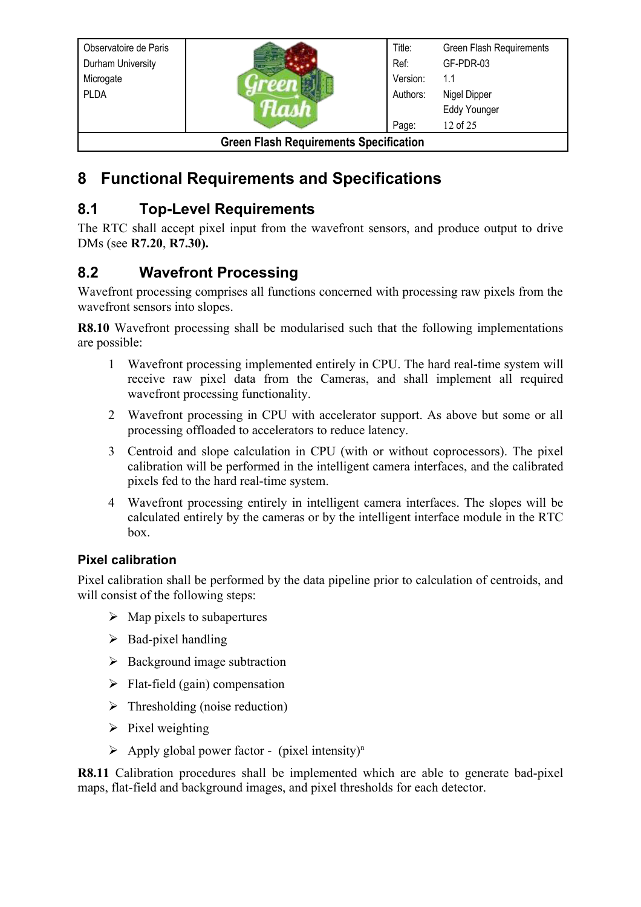# 8 Functional Requirements and Specifications

## 8.1 Top-Level Requirements

The RTC shall accept pixel input from the wavefront sensors, and produce output to drive DMs (see **R7.20**, **R7.30).**

## 8.2 Wavefront Processing

Wavefront processing comprises all functions concerned with processing raw pixels from the wavefront sensors into slopes.

**R8.10** Wavefront processing shall be modularised such that the following implementations are possible:

1. Wavefront processing implemented entirely in CPU. The hard real-time system will receive raw pixel data from the Cameras, and shall implement all required wavefront processing functionality.
2. Wavefront processing in CPU with accelerator support. As above but some or all processing offloaded to accelerators to reduce latency.
3. Centroid and slope calculation in CPU (with or without coprocessors). The pixel calibration will be performed in the intelligent camera interfaces, and the calibrated pixels fed to the hard real-time system.
4. Wavefront processing entirely in intelligent camera interfaces. The slopes will be calculated entirely by the cameras or by the intelligent interface module in the RTC box.

### Pixel calibration

Pixel calibration shall be performed by the data pipeline prior to calculation of centroids, and will consist of the following steps:

- Map pixels to subapertures
- Bad-pixel handling
- Background image subtraction
- Flat-field (gain) compensation
- Thresholding (noise reduction)
- Pixel weighting
- Apply global power factor - $(\text{pixel intensity})^n$

**R8.11** Calibration procedures shall be implemented which are able to generate bad-pixel maps, flat-field and background images, and pixel thresholds for each detector.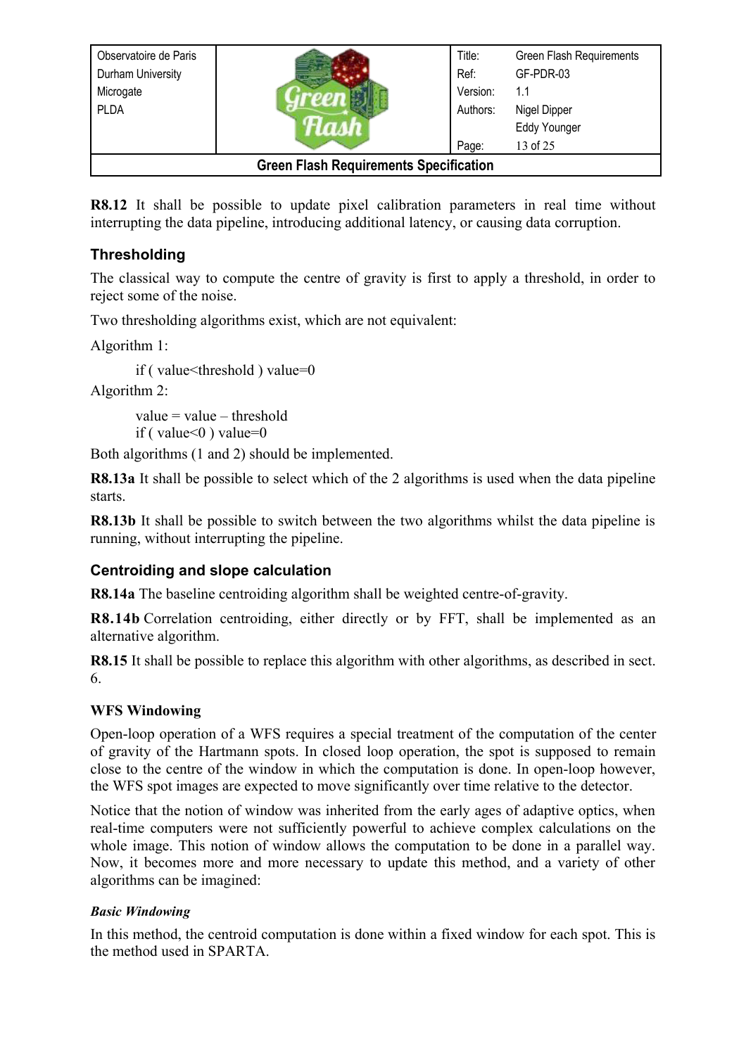**R8.12** It shall be possible to update pixel calibration parameters in real time without interrupting the data pipeline, introducing additional latency, or causing data corruption.

## Thresholding

The classical way to compute the centre of gravity is first to apply a threshold, in order to reject some of the noise.

Two thresholding algorithms exist, which are not equivalent:

Algorithm 1:

```
if ( value<threshold ) value=0
```

Algorithm 2:

```
value = value – threshold
if ( value<0 ) value=0
```

Both algorithms (1 and 2) should be implemented.

**R8.13a** It shall be possible to select which of the 2 algorithms is used when the data pipeline starts.

**R8.13b** It shall be possible to switch between the two algorithms whilst the data pipeline is running, without interrupting the pipeline.

## Centroiding and slope calculation

**R8.14a** The baseline centroiding algorithm shall be weighted centre-of-gravity.

**R8.14b** Correlation centroiding, either directly or by FFT, shall be implemented as an alternative algorithm.

**R8.15** It shall be possible to replace this algorithm with other algorithms, as described in sect. 6.

### WFS Windowing

Open-loop operation of a WFS requires a special treatment of the computation of the center of gravity of the Hartmann spots. In closed loop operation, the spot is supposed to remain close to the centre of the window in which the computation is done. In open-loop however, the WFS spot images are expected to move significantly over time relative to the detector.

Notice that the notion of window was inherited from the early ages of adaptive optics, when real-time computers were not sufficiently powerful to achieve complex calculations on the whole image. This notion of window allows the computation to be done in a parallel way. Now, it becomes more and more necessary to update this method, and a variety of other algorithms can be imagined:

#### *Basic Windowing*

In this method, the centroid computation is done within a fixed window for each spot. This is the method used in SPARTA.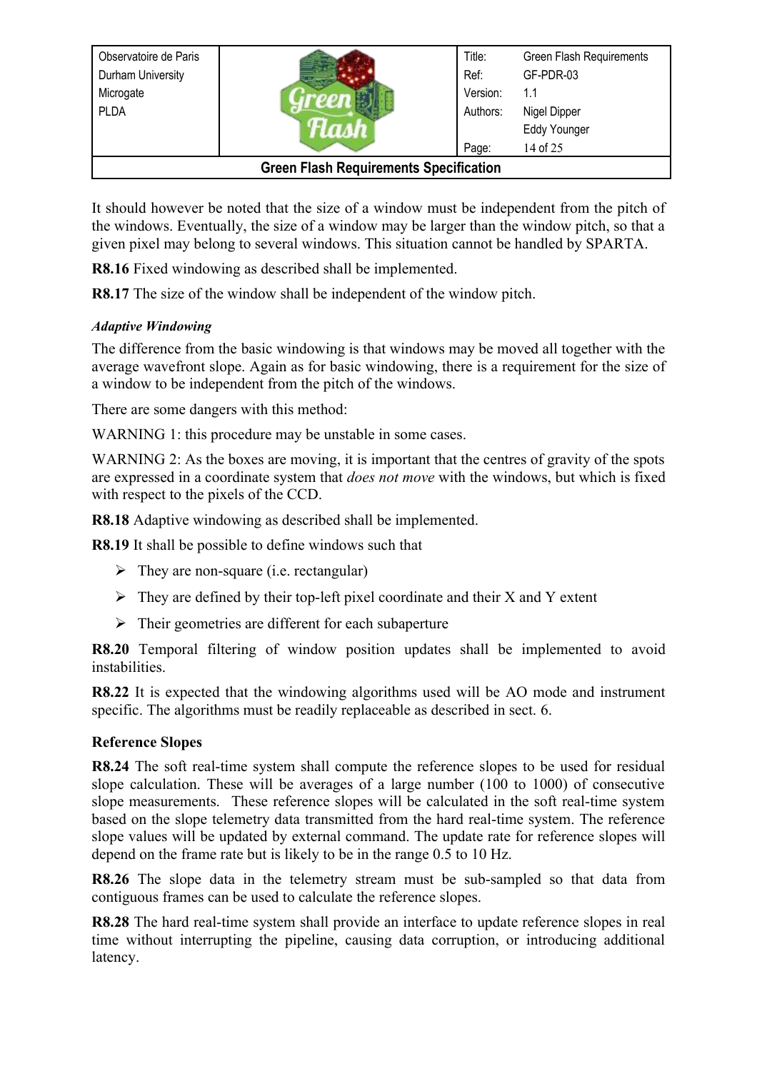It should however be noted that the size of a window must be independent from the pitch of the windows. Eventually, the size of a window may be larger than the window pitch, so that a given pixel may belong to several windows. This situation cannot be handled by SPARTA.

**R8.16** Fixed windowing as described shall be implemented.

**R8.17** The size of the window shall be independent of the window pitch.

***Adaptive Windowing***

The difference from the basic windowing is that windows may be moved all together with the average wavefront slope. Again as for basic windowing, there is a requirement for the size of a window to be independent from the pitch of the windows.

There are some dangers with this method:

WARNING 1: this procedure may be unstable in some cases.

WARNING 2: As the boxes are moving, it is important that the centres of gravity of the spots are expressed in a coordinate system that *does not move* with the windows, but which is fixed with respect to the pixels of the CCD.

**R8.18** Adaptive windowing as described shall be implemented.

**R8.19** It shall be possible to define windows such that

- They are non-square (i.e. rectangular)
- They are defined by their top-left pixel coordinate and their X and Y extent
- Their geometries are different for each subaperture

**R8.20** Temporal filtering of window position updates shall be implemented to avoid instabilities.

**R8.22** It is expected that the windowing algorithms used will be AO mode and instrument specific. The algorithms must be readily replaceable as described in sect. 6.

**Reference Slopes**

**R8.24** The soft real-time system shall compute the reference slopes to be used for residual slope calculation. These will be averages of a large number (100 to 1000) of consecutive slope measurements. These reference slopes will be calculated in the soft real-time system based on the slope telemetry data transmitted from the hard real-time system. The reference slope values will be updated by external command. The update rate for reference slopes will depend on the frame rate but is likely to be in the range 0.5 to 10 Hz.

**R8.26** The slope data in the telemetry stream must be sub-sampled so that data from contiguous frames can be used to calculate the reference slopes.

**R8.28** The hard real-time system shall provide an interface to update reference slopes in real time without interrupting the pipeline, causing data corruption, or introducing additional latency.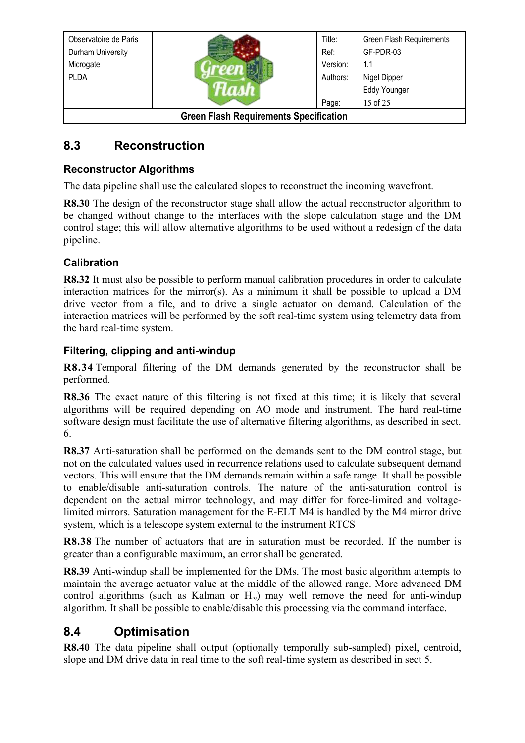## 8.3 Reconstruction

### Reconstructor Algorithms

The data pipeline shall use the calculated slopes to reconstruct the incoming wavefront.

**R8.30** The design of the reconstructor stage shall allow the actual reconstructor algorithm to be changed without change to the interfaces with the slope calculation stage and the DM control stage; this will allow alternative algorithms to be used without a redesign of the data pipeline.

### Calibration

**R8.32** It must also be possible to perform manual calibration procedures in order to calculate interaction matrices for the mirror(s). As a minimum it shall be possible to upload a DM drive vector from a file, and to drive a single actuator on demand. Calculation of the interaction matrices will be performed by the soft real-time system using telemetry data from the hard real-time system.

### Filtering, clipping and anti-windup

**R8.34** Temporal filtering of the DM demands generated by the reconstructor shall be performed.

**R8.36** The exact nature of this filtering is not fixed at this time; it is likely that several algorithms will be required depending on AO mode and instrument. The hard real-time software design must facilitate the use of alternative filtering algorithms, as described in sect. 6.

**R8.37** Anti-saturation shall be performed on the demands sent to the DM control stage, but not on the calculated values used in recurrence relations used to calculate subsequent demand vectors. This will ensure that the DM demands remain within a safe range. It shall be possible to enable/disable anti-saturation controls. The nature of the anti-saturation control is dependent on the actual mirror technology, and may differ for force-limited and voltage-limited mirrors. Saturation management for the E-ELT M4 is handled by the M4 mirror drive system, which is a telescope system external to the instrument RTCS

**R8.38** The number of actuators that are in saturation must be recorded. If the number is greater than a configurable maximum, an error shall be generated.

**R8.39** Anti-windup shall be implemented for the DMs. The most basic algorithm attempts to maintain the average actuator value at the middle of the allowed range. More advanced DM control algorithms (such as Kalman or $H_{\infty}$) may well remove the need for anti-windup algorithm. It shall be possible to enable/disable this processing via the command interface.

## 8.4 Optimisation

**R8.40** The data pipeline shall output (optionally temporally sub-sampled) pixel, centroid, slope and DM drive data in real time to the soft real-time system as described in sect 5.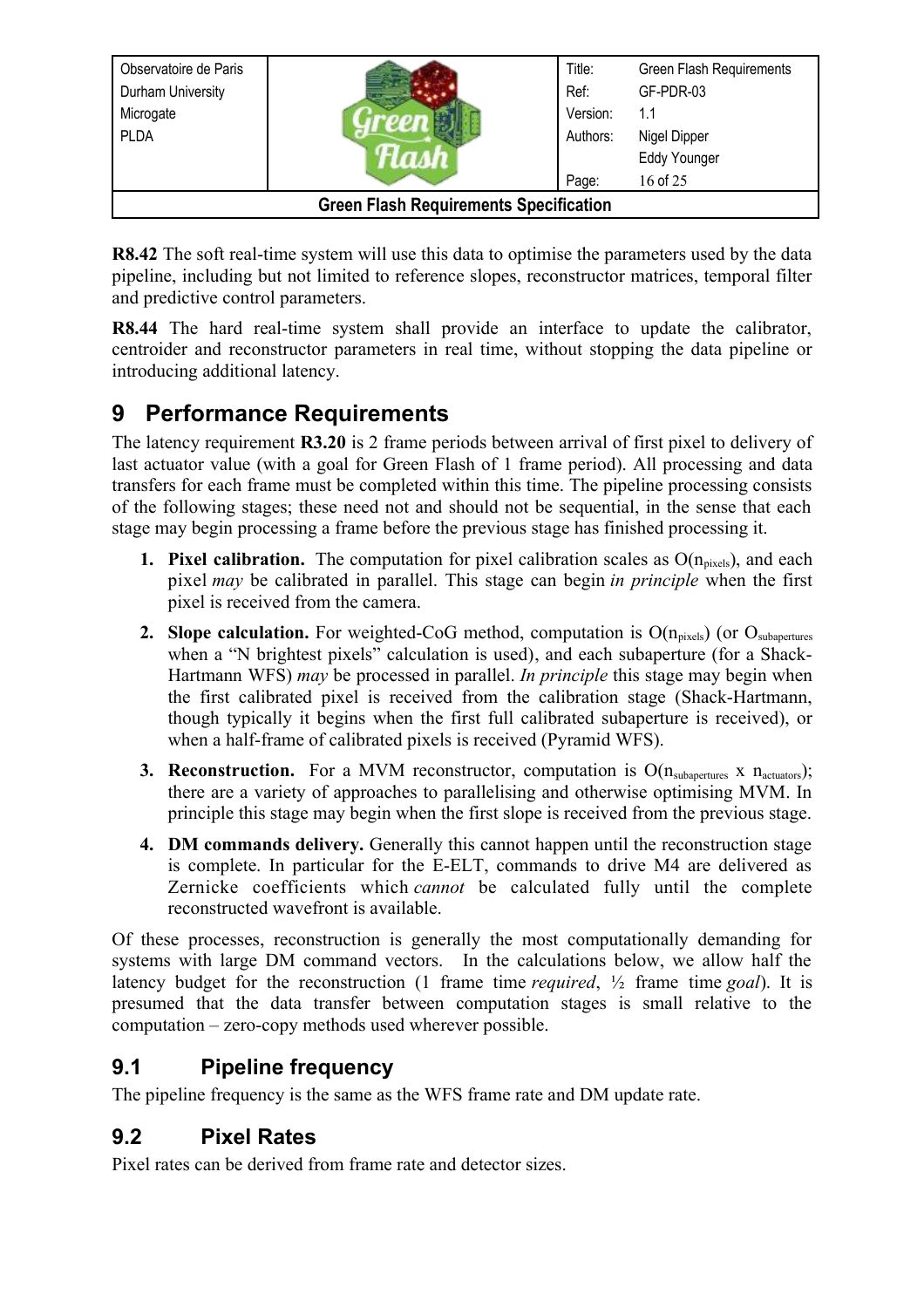**R8.42** The soft real-time system will use this data to optimise the parameters used by the data pipeline, including but not limited to reference slopes, reconstructor matrices, temporal filter and predictive control parameters.

**R8.44** The hard real-time system shall provide an interface to update the calibrator, centroider and reconstructor parameters in real time, without stopping the data pipeline or introducing additional latency.

# 9 Performance Requirements

The latency requirement **R3.20** is 2 frame periods between arrival of first pixel to delivery of last actuator value (with a goal for Green Flash of 1 frame period). All processing and data transfers for each frame must be completed within this time. The pipeline processing consists of the following stages; these need not and should not be sequential, in the sense that each stage may begin processing a frame before the previous stage has finished processing it.

1. **Pixel calibration.** The computation for pixel calibration scales as $O(n_{pixels})$, and each pixel *may* be calibrated in parallel. This stage can begin *in principle* when the first pixel is received from the camera.
2. **Slope calculation.** For weighted-CoG method, computation is $O(n_{pixels})$ (or $O_{subapertures}$ when a "N brightest pixels" calculation is used), and each subaperture (for a Shack-Hartmann WFS) *may* be processed in parallel. *In principle* this stage may begin when the first calibrated pixel is received from the calibration stage (Shack-Hartmann, though typically it begins when the first full calibrated subaperture is received), or when a half-frame of calibrated pixels is received (Pyramid WFS).
3. **Reconstruction.** For a MVM reconstructor, computation is $O(n_{subapertures} \times n_{actuators})$; there are a variety of approaches to parallelising and otherwise optimising MVM. In principle this stage may begin when the first slope is received from the previous stage.
4. **DM commands delivery.** Generally this cannot happen until the reconstruction stage is complete. In particular for the E-ELT, commands to drive M4 are delivered as Zernicke coefficients which *cannot* be calculated fully until the complete reconstructed wavefront is available.

Of these processes, reconstruction is generally the most computationally demanding for systems with large DM command vectors. In the calculations below, we allow half the latency budget for the reconstruction (1 frame time *required*, ½ frame time *goal*). It is presumed that the data transfer between computation stages is small relative to the computation – zero-copy methods used wherever possible.

## 9.1 Pipeline frequency

The pipeline frequency is the same as the WFS frame rate and DM update rate.

## 9.2 Pixel Rates

Pixel rates can be derived from frame rate and detector sizes.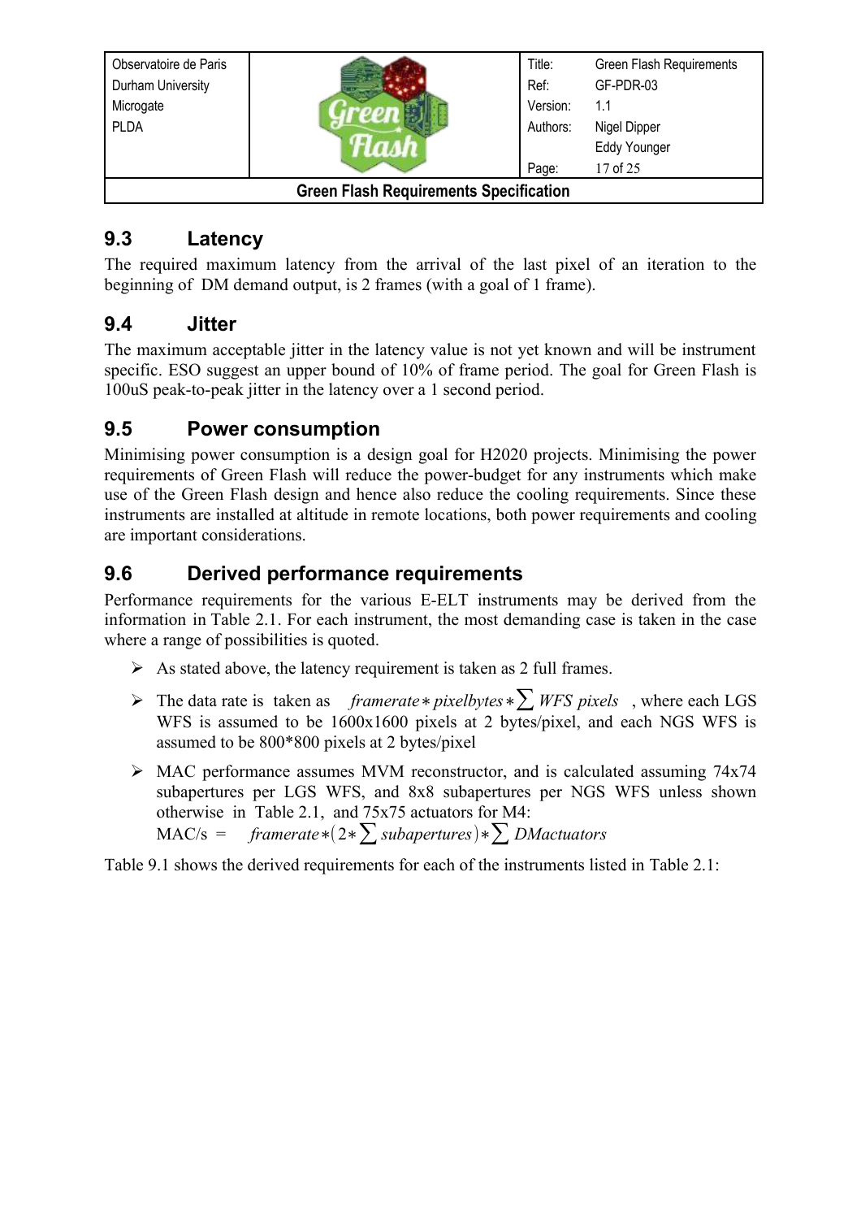## 9.3 Latency

The required maximum latency from the arrival of the last pixel of an iteration to the beginning of DM demand output, is 2 frames (with a goal of 1 frame).

## 9.4 Jitter

The maximum acceptable jitter in the latency value is not yet known and will be instrument specific. ESO suggest an upper bound of 10% of frame period. The goal for Green Flash is 100uS peak-to-peak jitter in the latency over a 1 second period.

## 9.5 Power consumption

Minimising power consumption is a design goal for H2020 projects. Minimising the power requirements of Green Flash will reduce the power-budget for any instruments which make use of the Green Flash design and hence also reduce the cooling requirements. Since these instruments are installed at altitude in remote locations, both power requirements and cooling are important considerations.

## 9.6 Derived performance requirements

Performance requirements for the various E-ELT instruments may be derived from the information in Table 2.1. For each instrument, the most demanding case is taken in the case where a range of possibilities is quoted.

- As stated above, the latency requirement is taken as 2 full frames.
- The data rate is taken as $framerate * pixelbytes * \sum WFS\ pixels$ , where each LGS WFS is assumed to be 1600x1600 pixels at 2 bytes/pixel, and each NGS WFS is assumed to be 800*800 pixels at 2 bytes/pixel
- MAC performance assumes MVM reconstructor, and is calculated assuming 74x74 subapertures per LGS WFS, and 8x8 subapertures per NGS WFS unless shown otherwise in Table 2.1, and 75x75 actuators for M4:
  MAC/s = $framerate * (2 * \sum subapertures) * \sum DMactuators$

Table 9.1 shows the derived requirements for each of the instruments listed in Table 2.1: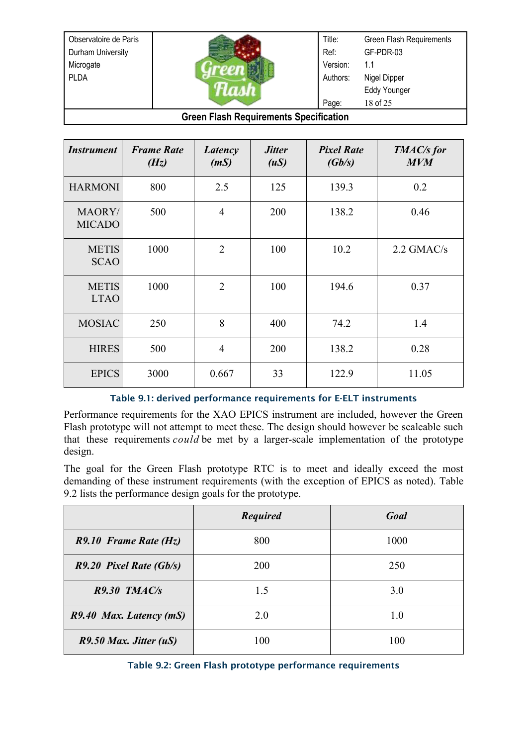| *Instrument* | *Frame Rate (Hz)* | *Latency (mS)* | *Jitter (uS)* | *Pixel Rate (Gb/s)* | *TMAC/s for MVM* |
|---|---|---|---|---|---|
| HARMONI | 800 | 2.5 | 125 | 139.3 | 0.2 |
| MAORY/ MICADO | 500 | 4 | 200 | 138.2 | 0.46 |
| METIS SCAO | 1000 | 2 | 100 | 10.2 | 2.2 GMAC/s |
| METIS LTAO | 1000 | 2 | 100 | 194.6 | 0.37 |
| MOSIAC | 250 | 8 | 400 | 74.2 | 1.4 |
| HIRES | 500 | 4 | 200 | 138.2 | 0.28 |
| EPICS | 3000 | 0.667 | 33 | 122.9 | 11.05 |

Table 9.1: derived performance requirements for E-ELT instruments

Performance requirements for the XAO EPICS instrument are included, however the Green Flash prototype will not attempt to meet these. The design should however be scaleable such that these requirements *could* be met by a larger-scale implementation of the prototype design.

The goal for the Green Flash prototype RTC is to meet and ideally exceed the most demanding of these instrument requirements (with the exception of EPICS as noted). Table 9.2 lists the performance design goals for the prototype.

| | *Required* | *Goal* |
|---|---|---|
| ***R9.10 Frame Rate (Hz)*** | 800 | 1000 |
| ***R9.20 Pixel Rate (Gb/s)*** | 200 | 250 |
| ***R9.30 TMAC/s*** | 1.5 | 3.0 |
| ***R9.40 Max. Latency (mS)*** | 2.0 | 1.0 |
| ***R9.50 Max. Jitter (uS)*** | 100 | 100 |

Table 9.2: Green Flash prototype performance requirements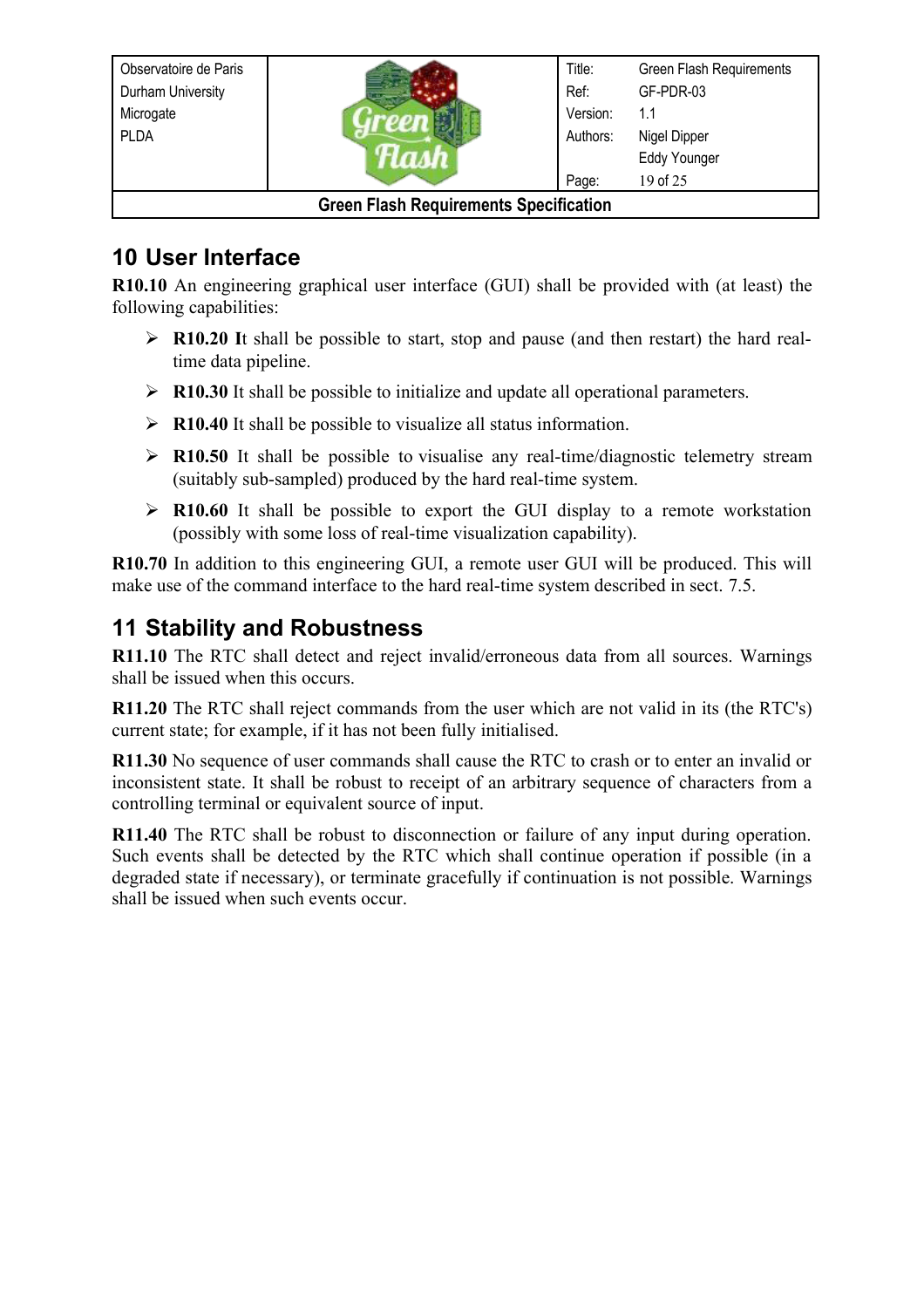## 10 User Interface

**R10.10** An engineering graphical user interface (GUI) shall be provided with (at least) the following capabilities:

- **R10.20 I**t shall be possible to start, stop and pause (and then restart) the hard real-time data pipeline.
- **R10.30** It shall be possible to initialize and update all operational parameters.
- **R10.40** It shall be possible to visualize all status information.
- **R10.50** It shall be possible to visualise any real-time/diagnostic telemetry stream (suitably sub-sampled) produced by the hard real-time system.
- **R10.60** It shall be possible to export the GUI display to a remote workstation (possibly with some loss of real-time visualization capability).

**R10.70** In addition to this engineering GUI, a remote user GUI will be produced. This will make use of the command interface to the hard real-time system described in sect. 7.5.

## 11 Stability and Robustness

**R11.10** The RTC shall detect and reject invalid/erroneous data from all sources. Warnings shall be issued when this occurs.

**R11.20** The RTC shall reject commands from the user which are not valid in its (the RTC's) current state; for example, if it has not been fully initialised.

**R11.30** No sequence of user commands shall cause the RTC to crash or to enter an invalid or inconsistent state. It shall be robust to receipt of an arbitrary sequence of characters from a controlling terminal or equivalent source of input.

**R11.40** The RTC shall be robust to disconnection or failure of any input during operation. Such events shall be detected by the RTC which shall continue operation if possible (in a degraded state if necessary), or terminate gracefully if continuation is not possible. Warnings shall be issued when such events occur.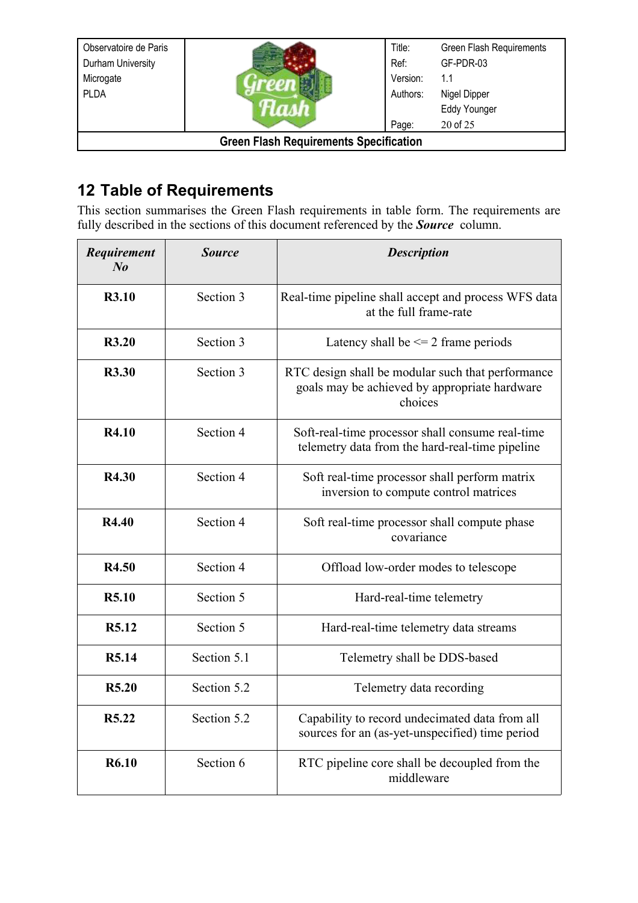## 12 Table of Requirements

This section summarises the Green Flash requirements in table form. The requirements are fully described in the sections of this document referenced by the ***Source*** column.

| ***Requirement No*** | ***Source*** | ***Description*** |
|---|---|---|
| **R3.10** | Section 3 | Real-time pipeline shall accept and process WFS data at the full frame-rate |
| **R3.20** | Section 3 | Latency shall be <= 2 frame periods |
| **R3.30** | Section 3 | RTC design shall be modular such that performance goals may be achieved by appropriate hardware choices |
| **R4.10** | Section 4 | Soft-real-time processor shall consume real-time telemetry data from the hard-real-time pipeline |
| **R4.30** | Section 4 | Soft real-time processor shall perform matrix inversion to compute control matrices |
| **R4.40** | Section 4 | Soft real-time processor shall compute phase covariance |
| **R4.50** | Section 4 | Offload low-order modes to telescope |
| **R5.10** | Section 5 | Hard-real-time telemetry |
| **R5.12** | Section 5 | Hard-real-time telemetry data streams |
| **R5.14** | Section 5.1 | Telemetry shall be DDS-based |
| **R5.20** | Section 5.2 | Telemetry data recording |
| **R5.22** | Section 5.2 | Capability to record undecimated data from all sources for an (as-yet-unspecified) time period |
| **R6.10** | Section 6 | RTC pipeline core shall be decoupled from the middleware |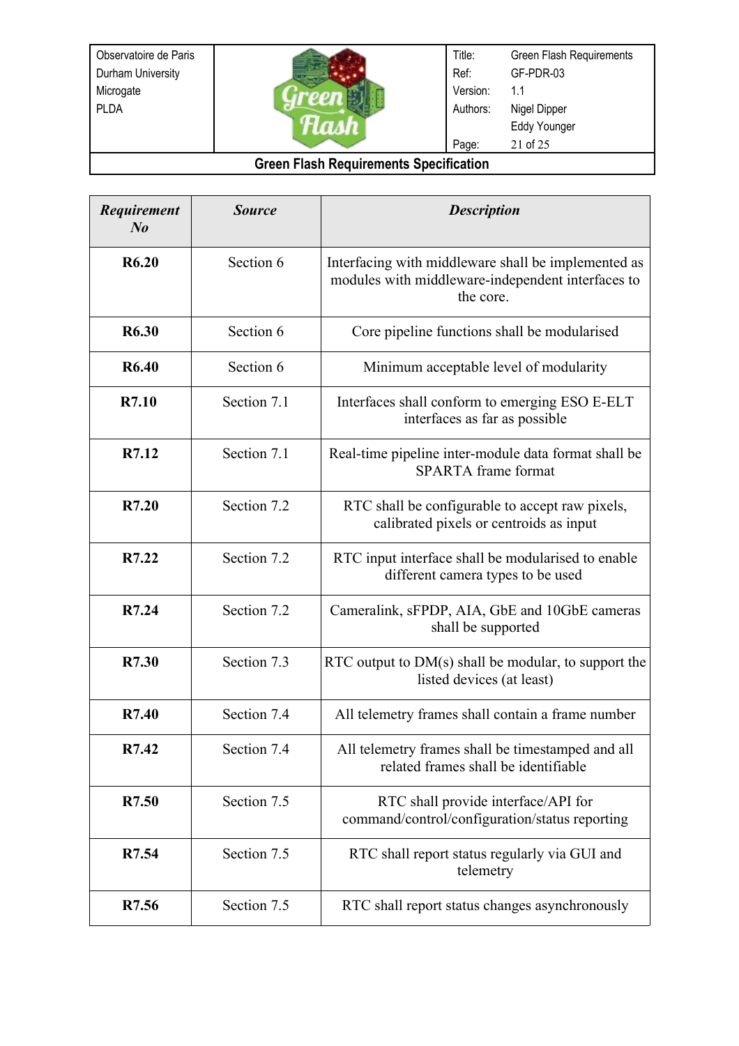| *Requirement No* | *Source* | *Description* |
|---|---|---|
| **R6.20** | Section 6 | Interfacing with middleware shall be implemented as modules with middleware-independent interfaces to the core. |
| **R6.30** | Section 6 | Core pipeline functions shall be modularised |
| **R6.40** | Section 6 | Minimum acceptable level of modularity |
| **R7.10** | Section 7.1 | Interfaces shall conform to emerging ESO E-ELT interfaces as far as possible |
| **R7.12** | Section 7.1 | Real-time pipeline inter-module data format shall be SPARTA frame format |
| **R7.20** | Section 7.2 | RTC shall be configurable to accept raw pixels, calibrated pixels or centroids as input |
| **R7.22** | Section 7.2 | RTC input interface shall be modularised to enable different camera types to be used |
| **R7.24** | Section 7.2 | Cameralink, sFPDP, AIA, GbE and 10GbE cameras shall be supported |
| **R7.30** | Section 7.3 | RTC output to DM(s) shall be modular, to support the listed devices (at least) |
| **R7.40** | Section 7.4 | All telemetry frames shall contain a frame number |
| **R7.42** | Section 7.4 | All telemetry frames shall be timestamped and all related frames shall be identifiable |
| **R7.50** | Section 7.5 | RTC shall provide interface/API for command/control/configuration/status reporting |
| **R7.54** | Section 7.5 | RTC shall report status regularly via GUI and telemetry |
| **R7.56** | Section 7.5 | RTC shall report status changes asynchronously |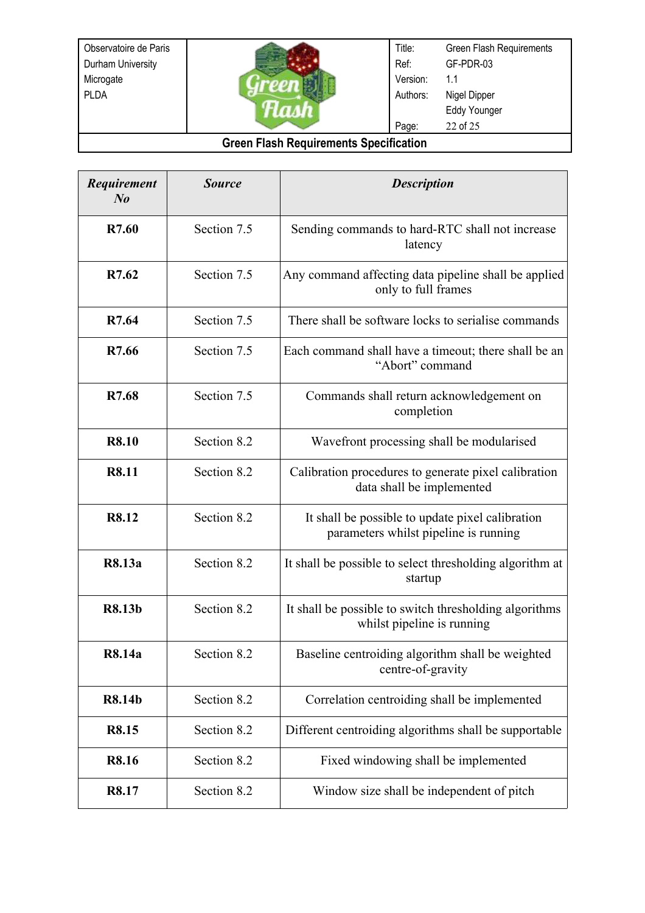| *Requirement No* | *Source* | *Description* |
| --- | --- | --- |
| **R7.60** | Section 7.5 | Sending commands to hard-RTC shall not increase latency |
| **R7.62** | Section 7.5 | Any command affecting data pipeline shall be applied only to full frames |
| **R7.64** | Section 7.5 | There shall be software locks to serialise commands |
| **R7.66** | Section 7.5 | Each command shall have a timeout; there shall be an “Abort” command |
| **R7.68** | Section 7.5 | Commands shall return acknowledgement on completion |
| **R8.10** | Section 8.2 | Wavefront processing shall be modularised |
| **R8.11** | Section 8.2 | Calibration procedures to generate pixel calibration data shall be implemented |
| **R8.12** | Section 8.2 | It shall be possible to update pixel calibration parameters whilst pipeline is running |
| **R8.13a** | Section 8.2 | It shall be possible to select thresholding algorithm at startup |
| **R8.13b** | Section 8.2 | It shall be possible to switch thresholding algorithms whilst pipeline is running |
| **R8.14a** | Section 8.2 | Baseline centroiding algorithm shall be weighted centre-of-gravity |
| **R8.14b** | Section 8.2 | Correlation centroiding shall be implemented |
| **R8.15** | Section 8.2 | Different centroiding algorithms shall be supportable |
| **R8.16** | Section 8.2 | Fixed windowing shall be implemented |
| **R8.17** | Section 8.2 | Window size shall be independent of pitch |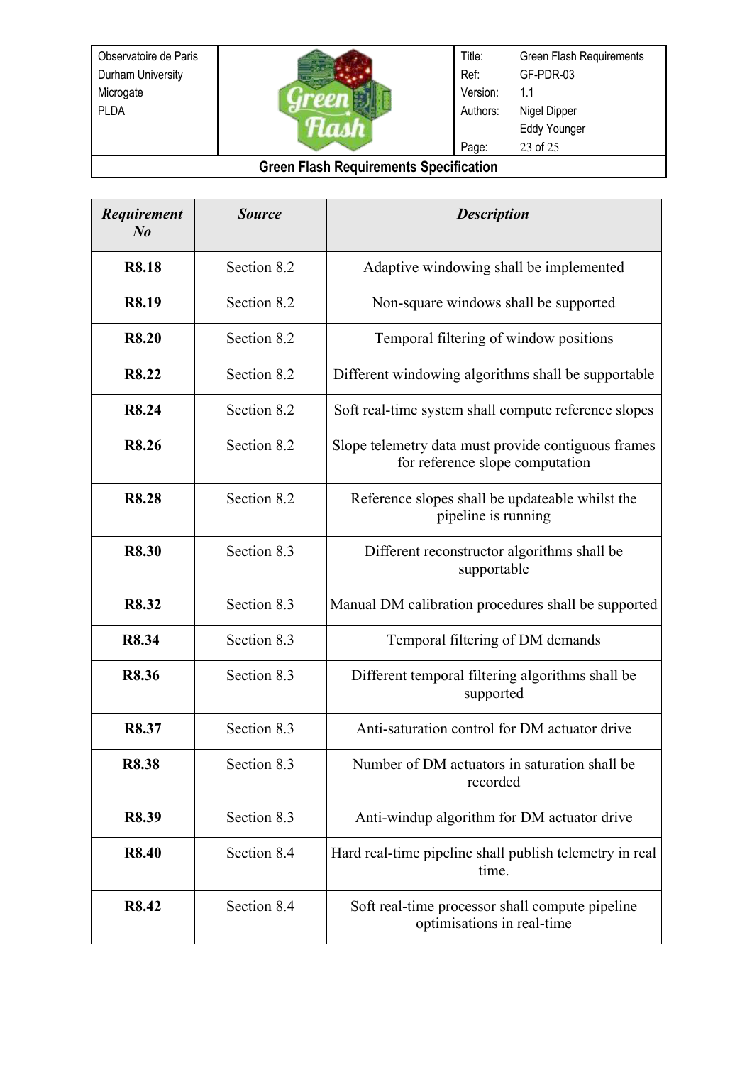| *Requirement No* | *Source* | *Description* |
|---|---|---|
| **R8.18** | Section 8.2 | Adaptive windowing shall be implemented |
| **R8.19** | Section 8.2 | Non-square windows shall be supported |
| **R8.20** | Section 8.2 | Temporal filtering of window positions |
| **R8.22** | Section 8.2 | Different windowing algorithms shall be supportable |
| **R8.24** | Section 8.2 | Soft real-time system shall compute reference slopes |
| **R8.26** | Section 8.2 | Slope telemetry data must provide contiguous frames for reference slope computation |
| **R8.28** | Section 8.2 | Reference slopes shall be updateable whilst the pipeline is running |
| **R8.30** | Section 8.3 | Different reconstructor algorithms shall be supportable |
| **R8.32** | Section 8.3 | Manual DM calibration procedures shall be supported |
| **R8.34** | Section 8.3 | Temporal filtering of DM demands |
| **R8.36** | Section 8.3 | Different temporal filtering algorithms shall be supported |
| **R8.37** | Section 8.3 | Anti-saturation control for DM actuator drive |
| **R8.38** | Section 8.3 | Number of DM actuators in saturation shall be recorded |
| **R8.39** | Section 8.3 | Anti-windup algorithm for DM actuator drive |
| **R8.40** | Section 8.4 | Hard real-time pipeline shall publish telemetry in real time. |
| **R8.42** | Section 8.4 | Soft real-time processor shall compute pipeline optimisations in real-time |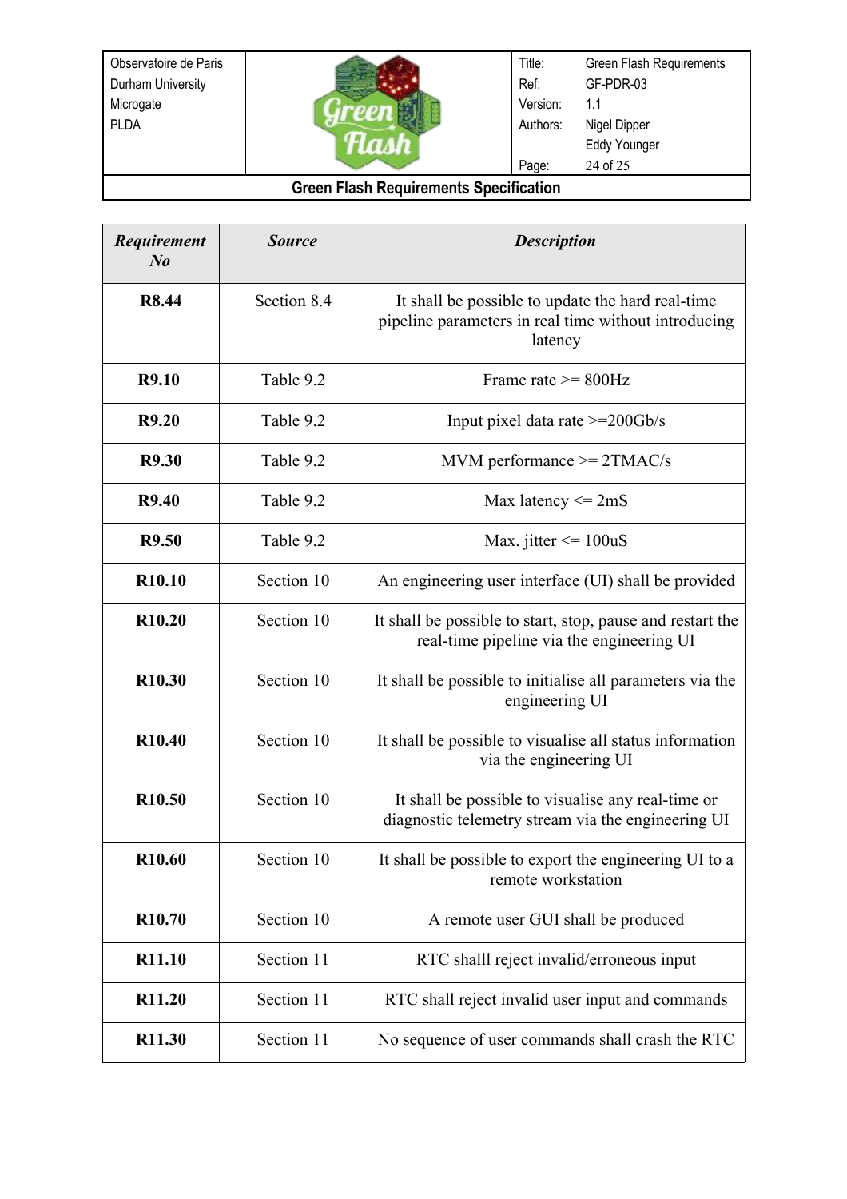| *Requirement No* | *Source* | *Description* |
|---|---|---|
| **R8.44** | Section 8.4 | It shall be possible to update the hard real-time pipeline parameters in real time without introducing latency |
| **R9.10** | Table 9.2 | Frame rate >= 800Hz |
| **R9.20** | Table 9.2 | Input pixel data rate >=200Gb/s |
| **R9.30** | Table 9.2 | MVM performance >= 2TMAC/s |
| **R9.40** | Table 9.2 | Max latency <= 2mS |
| **R9.50** | Table 9.2 | Max. jitter <= 100uS |
| **R10.10** | Section 10 | An engineering user interface (UI) shall be provided |
| **R10.20** | Section 10 | It shall be possible to start, stop, pause and restart the real-time pipeline via the engineering UI |
| **R10.30** | Section 10 | It shall be possible to initialise all parameters via the engineering UI |
| **R10.40** | Section 10 | It shall be possible to visualise all status information via the engineering UI |
| **R10.50** | Section 10 | It shall be possible to visualise any real-time or diagnostic telemetry stream via the engineering UI |
| **R10.60** | Section 10 | It shall be possible to export the engineering UI to a remote workstation |
| **R10.70** | Section 10 | A remote user GUI shall be produced |
| **R11.10** | Section 11 | RTC shalll reject invalid/erroneous input |
| **R11.20** | Section 11 | RTC shall reject invalid user input and commands |
| **R11.30** | Section 11 | No sequence of user commands shall crash the RTC |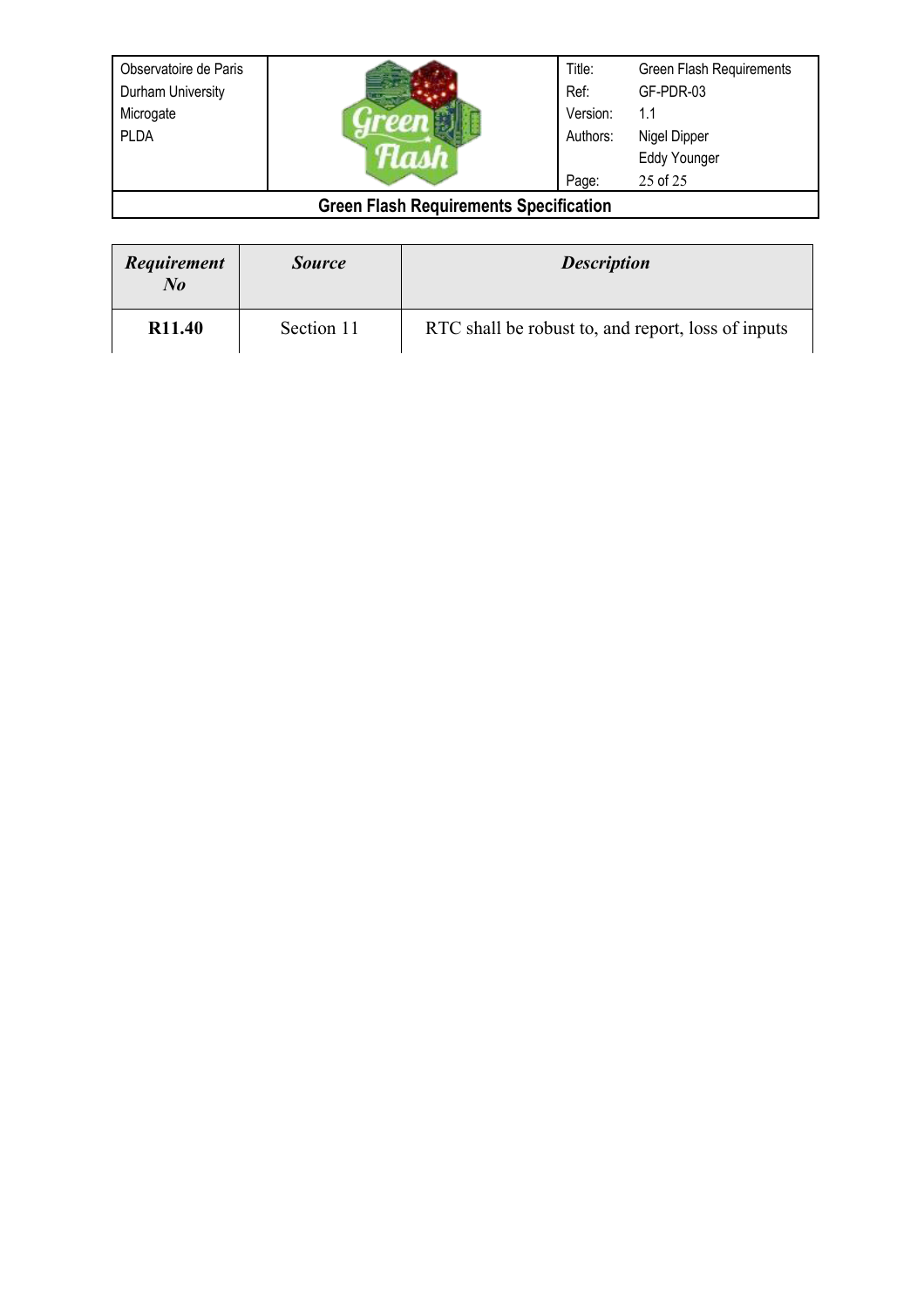| *Requirement No* | *Source* | *Description* |
| --- | --- | --- |
| **R11.40** | Section 11 | RTC shall be robust to, and report, loss of inputs |